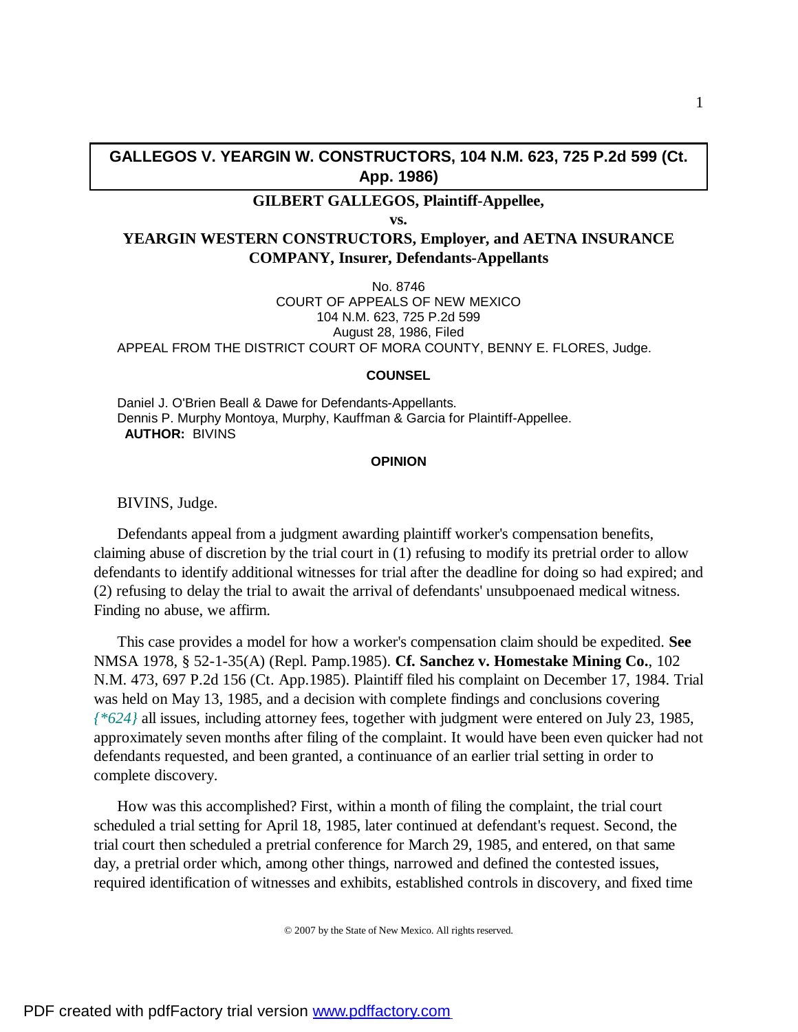# GALLEGOS V. YEARGIN W. CONSTRUCTORS, 104 N.M. 623, 725 P.2d 599 (Ct. App. 1986)

**GILBERT GALLEGOS, Plaintiff-Appellee,**

**vs.**

**YEARGIN WESTERN CONSTRUCTORS, Employer, and AETNA INSURANCE COMPANY, Insurer, Defendants-Appellants**

No. 8746
COURT OF APPEALS OF NEW MEXICO
104 N.M. 623, 725 P.2d 599
August 28, 1986, Filed

APPEAL FROM THE DISTRICT COURT OF MORA COUNTY, BENNY E. FLORES, Judge.

**COUNSEL**

Daniel J. O'Brien Beall & Dawe for Defendants-Appellants.
Dennis P. Murphy Montoya, Murphy, Kauffman & Garcia for Plaintiff-Appellee.

**AUTHOR:** BIVINS

**OPINION**

BIVINS, Judge.

Defendants appeal from a judgment awarding plaintiff worker's compensation benefits, claiming abuse of discretion by the trial court in (1) refusing to modify its pretrial order to allow defendants to identify additional witnesses for trial after the deadline for doing so had expired; and (2) refusing to delay the trial to await the arrival of defendants' unsubpoenaed medical witness. Finding no abuse, we affirm.

This case provides a model for how a worker's compensation claim should be expedited. **See** NMSA 1978, § 52-1-35(A) (Repl. Pamp.1985). **Cf. Sanchez v. Homestake Mining Co.**, 102 N.M. 473, 697 P.2d 156 (Ct. App.1985). Plaintiff filed his complaint on December 17, 1984. Trial was held on May 13, 1985, and a decision with complete findings and conclusions covering *{\*624}* all issues, including attorney fees, together with judgment were entered on July 23, 1985, approximately seven months after filing of the complaint. It would have been even quicker had not defendants requested, and been granted, a continuance of an earlier trial setting in order to complete discovery.

How was this accomplished? First, within a month of filing the complaint, the trial court scheduled a trial setting for April 18, 1985, later continued at defendant's request. Second, the trial court then scheduled a pretrial conference for March 29, 1985, and entered, on that same day, a pretrial order which, among other things, narrowed and defined the contested issues, required identification of witnesses and exhibits, established controls in discovery, and fixed time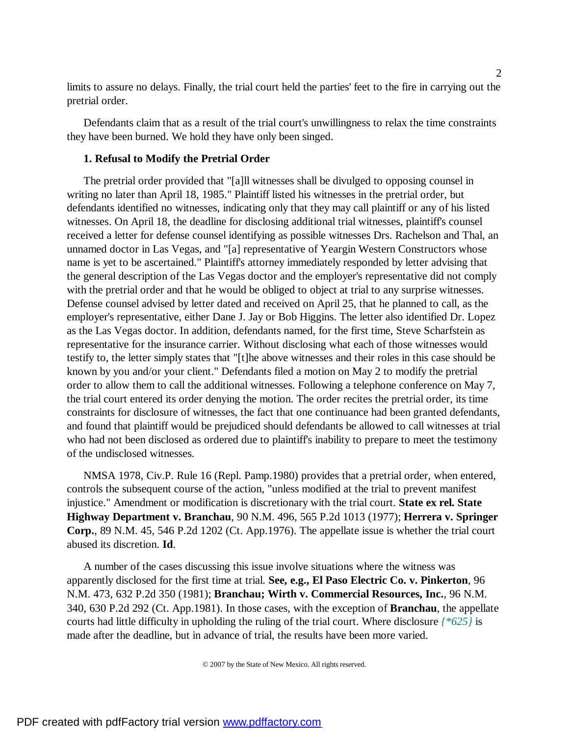limits to assure no delays. Finally, the trial court held the parties' feet to the fire in carrying out the pretrial order.

Defendants claim that as a result of the trial court's unwillingness to relax the time constraints they have been burned. We hold they have only been singed.

### 1. Refusal to Modify the Pretrial Order

The pretrial order provided that "[a]ll witnesses shall be divulged to opposing counsel in writing no later than April 18, 1985." Plaintiff listed his witnesses in the pretrial order, but defendants identified no witnesses, indicating only that they may call plaintiff or any of his listed witnesses. On April 18, the deadline for disclosing additional trial witnesses, plaintiff's counsel received a letter for defense counsel identifying as possible witnesses Drs. Rachelson and Thal, an unnamed doctor in Las Vegas, and "[a] representative of Yeargin Western Constructors whose name is yet to be ascertained." Plaintiff's attorney immediately responded by letter advising that the general description of the Las Vegas doctor and the employer's representative did not comply with the pretrial order and that he would be obliged to object at trial to any surprise witnesses. Defense counsel advised by letter dated and received on April 25, that he planned to call, as the employer's representative, either Dane J. Jay or Bob Higgins. The letter also identified Dr. Lopez as the Las Vegas doctor. In addition, defendants named, for the first time, Steve Scharfstein as representative for the insurance carrier. Without disclosing what each of those witnesses would testify to, the letter simply states that "[t]he above witnesses and their roles in this case should be known by you and/or your client." Defendants filed a motion on May 2 to modify the pretrial order to allow them to call the additional witnesses. Following a telephone conference on May 7, the trial court entered its order denying the motion. The order recites the pretrial order, its time constraints for disclosure of witnesses, the fact that one continuance had been granted defendants, and found that plaintiff would be prejudiced should defendants be allowed to call witnesses at trial who had not been disclosed as ordered due to plaintiff's inability to prepare to meet the testimony of the undisclosed witnesses.

NMSA 1978, Civ.P. Rule 16 (Repl. Pamp.1980) provides that a pretrial order, when entered, controls the subsequent course of the action, "unless modified at the trial to prevent manifest injustice." Amendment or modification is discretionary with the trial court. **State ex rel. State Highway Department v. Branchau**, 90 N.M. 496, 565 P.2d 1013 (1977); **Herrera v. Springer Corp.**, 89 N.M. 45, 546 P.2d 1202 (Ct. App.1976). The appellate issue is whether the trial court abused its discretion. **Id**.

A number of the cases discussing this issue involve situations where the witness was apparently disclosed for the first time at trial. **See, e.g., El Paso Electric Co. v. Pinkerton**, 96 N.M. 473, 632 P.2d 350 (1981); **Branchau; Wirth v. Commercial Resources, Inc.**, 96 N.M. 340, 630 P.2d 292 (Ct. App.1981). In those cases, with the exception of **Branchau**, the appellate courts had little difficulty in upholding the ruling of the trial court. Where disclosure *{*625}* is made after the deadline, but in advance of trial, the results have been more varied.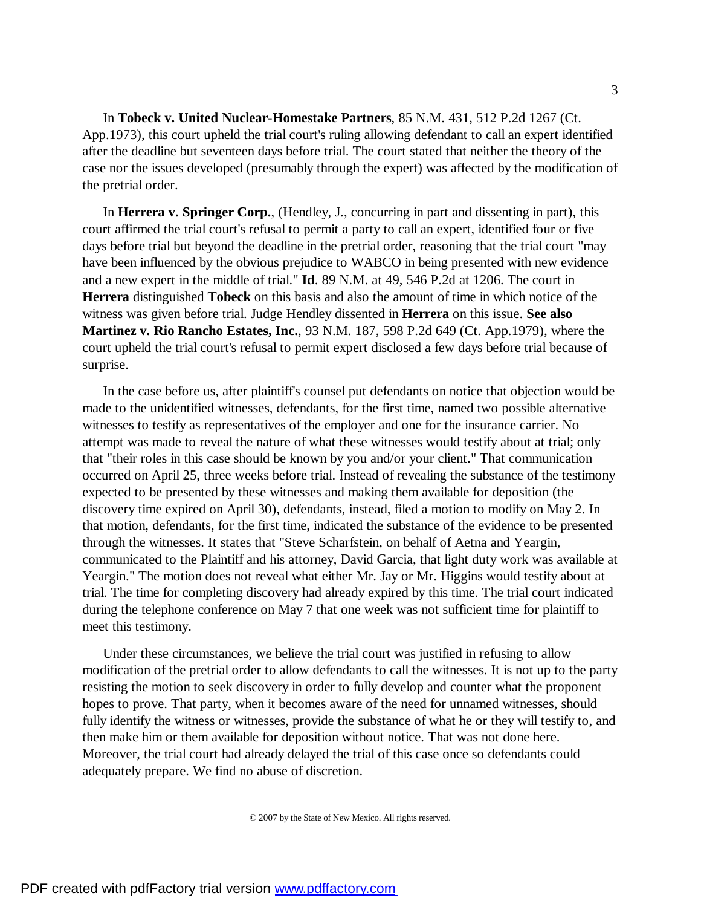In **Tobeck v. United Nuclear-Homestake Partners**, 85 N.M. 431, 512 P.2d 1267 (Ct. App.1973), this court upheld the trial court's ruling allowing defendant to call an expert identified after the deadline but seventeen days before trial. The court stated that neither the theory of the case nor the issues developed (presumably through the expert) was affected by the modification of the pretrial order.

In **Herrera v. Springer Corp.**, (Hendley, J., concurring in part and dissenting in part), this court affirmed the trial court's refusal to permit a party to call an expert, identified four or five days before trial but beyond the deadline in the pretrial order, reasoning that the trial court "may have been influenced by the obvious prejudice to WABCO in being presented with new evidence and a new expert in the middle of trial." **Id**. 89 N.M. at 49, 546 P.2d at 1206. The court in **Herrera** distinguished **Tobeck** on this basis and also the amount of time in which notice of the witness was given before trial. Judge Hendley dissented in **Herrera** on this issue. **See also Martinez v. Rio Rancho Estates, Inc.**, 93 N.M. 187, 598 P.2d 649 (Ct. App.1979), where the court upheld the trial court's refusal to permit expert disclosed a few days before trial because of surprise.

In the case before us, after plaintiff's counsel put defendants on notice that objection would be made to the unidentified witnesses, defendants, for the first time, named two possible alternative witnesses to testify as representatives of the employer and one for the insurance carrier. No attempt was made to reveal the nature of what these witnesses would testify about at trial; only that "their roles in this case should be known by you and/or your client." That communication occurred on April 25, three weeks before trial. Instead of revealing the substance of the testimony expected to be presented by these witnesses and making them available for deposition (the discovery time expired on April 30), defendants, instead, filed a motion to modify on May 2. In that motion, defendants, for the first time, indicated the substance of the evidence to be presented through the witnesses. It states that "Steve Scharfstein, on behalf of Aetna and Yeargin, communicated to the Plaintiff and his attorney, David Garcia, that light duty work was available at Yeargin." The motion does not reveal what either Mr. Jay or Mr. Higgins would testify about at trial. The time for completing discovery had already expired by this time. The trial court indicated during the telephone conference on May 7 that one week was not sufficient time for plaintiff to meet this testimony.

Under these circumstances, we believe the trial court was justified in refusing to allow modification of the pretrial order to allow defendants to call the witnesses. It is not up to the party resisting the motion to seek discovery in order to fully develop and counter what the proponent hopes to prove. That party, when it becomes aware of the need for unnamed witnesses, should fully identify the witness or witnesses, provide the substance of what he or they will testify to, and then make him or them available for deposition without notice. That was not done here. Moreover, the trial court had already delayed the trial of this case once so defendants could adequately prepare. We find no abuse of discretion.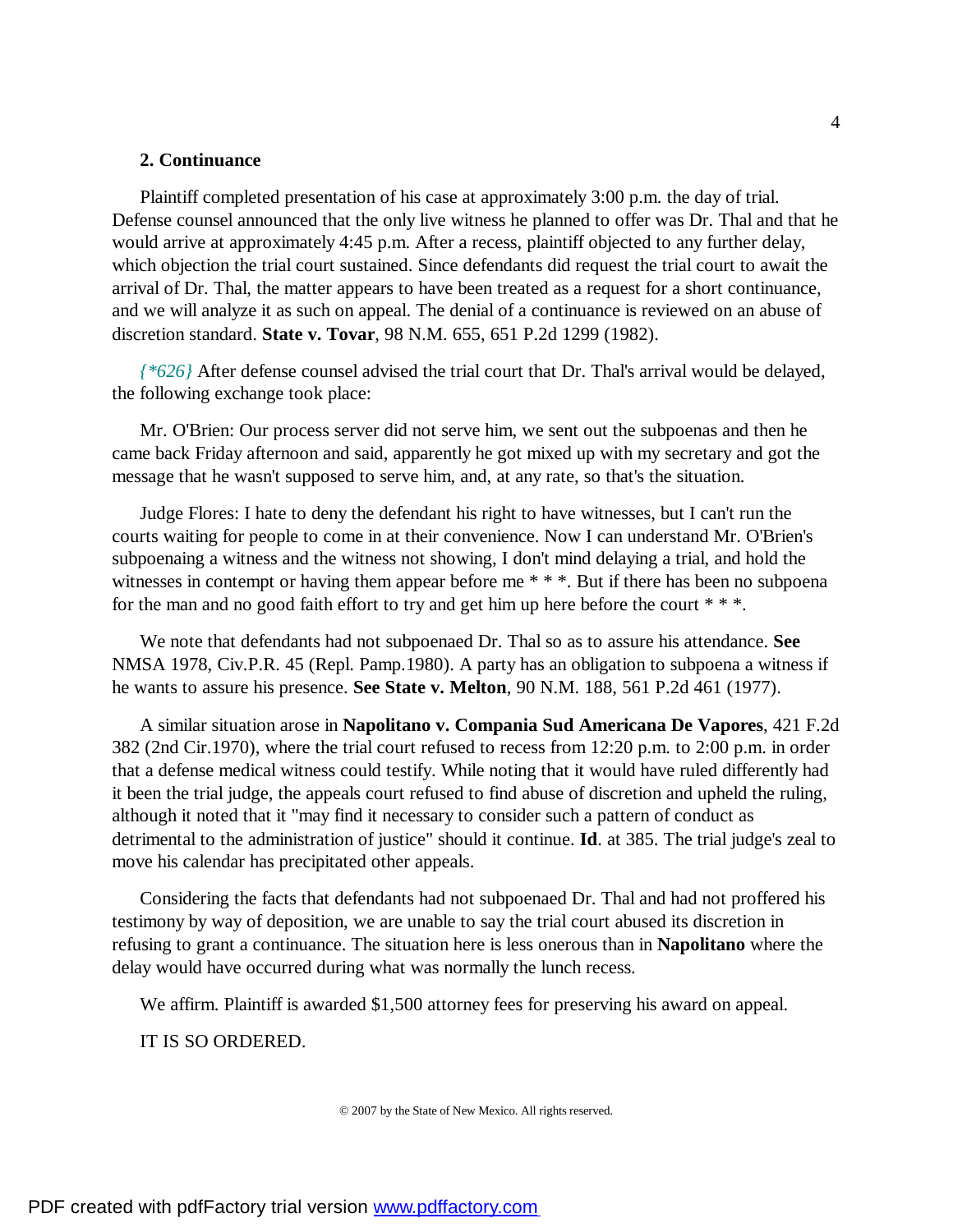**2. Continuance**

Plaintiff completed presentation of his case at approximately 3:00 p.m. the day of trial. Defense counsel announced that the only live witness he planned to offer was Dr. Thal and that he would arrive at approximately 4:45 p.m. After a recess, plaintiff objected to any further delay, which objection the trial court sustained. Since defendants did request the trial court to await the arrival of Dr. Thal, the matter appears to have been treated as a request for a short continuance, and we will analyze it as such on appeal. The denial of a continuance is reviewed on an abuse of discretion standard. **State v. Tovar**, 98 N.M. 655, 651 P.2d 1299 (1982).

*{*626}* After defense counsel advised the trial court that Dr. Thal's arrival would be delayed, the following exchange took place:

Mr. O'Brien: Our process server did not serve him, we sent out the subpoenas and then he came back Friday afternoon and said, apparently he got mixed up with my secretary and got the message that he wasn't supposed to serve him, and, at any rate, so that's the situation.

Judge Flores: I hate to deny the defendant his right to have witnesses, but I can't run the courts waiting for people to come in at their convenience. Now I can understand Mr. O'Brien's subpoenaing a witness and the witness not showing, I don't mind delaying a trial, and hold the witnesses in contempt or having them appear before me * * *. But if there has been no subpoena for the man and no good faith effort to try and get him up here before the court * * *.

We note that defendants had not subpoenaed Dr. Thal so as to assure his attendance. **See** NMSA 1978, Civ.P.R. 45 (Repl. Pamp.1980). A party has an obligation to subpoena a witness if he wants to assure his presence. **See State v. Melton**, 90 N.M. 188, 561 P.2d 461 (1977).

A similar situation arose in **Napolitano v. Compania Sud Americana De Vapores**, 421 F.2d 382 (2nd Cir.1970), where the trial court refused to recess from 12:20 p.m. to 2:00 p.m. in order that a defense medical witness could testify. While noting that it would have ruled differently had it been the trial judge, the appeals court refused to find abuse of discretion and upheld the ruling, although it noted that it "may find it necessary to consider such a pattern of conduct as detrimental to the administration of justice" should it continue. **Id**. at 385. The trial judge's zeal to move his calendar has precipitated other appeals.

Considering the facts that defendants had not subpoenaed Dr. Thal and had not proffered his testimony by way of deposition, we are unable to say the trial court abused its discretion in refusing to grant a continuance. The situation here is less onerous than in **Napolitano** where the delay would have occurred during what was normally the lunch recess.

We affirm. Plaintiff is awarded $1,500 attorney fees for preserving his award on appeal.

IT IS SO ORDERED.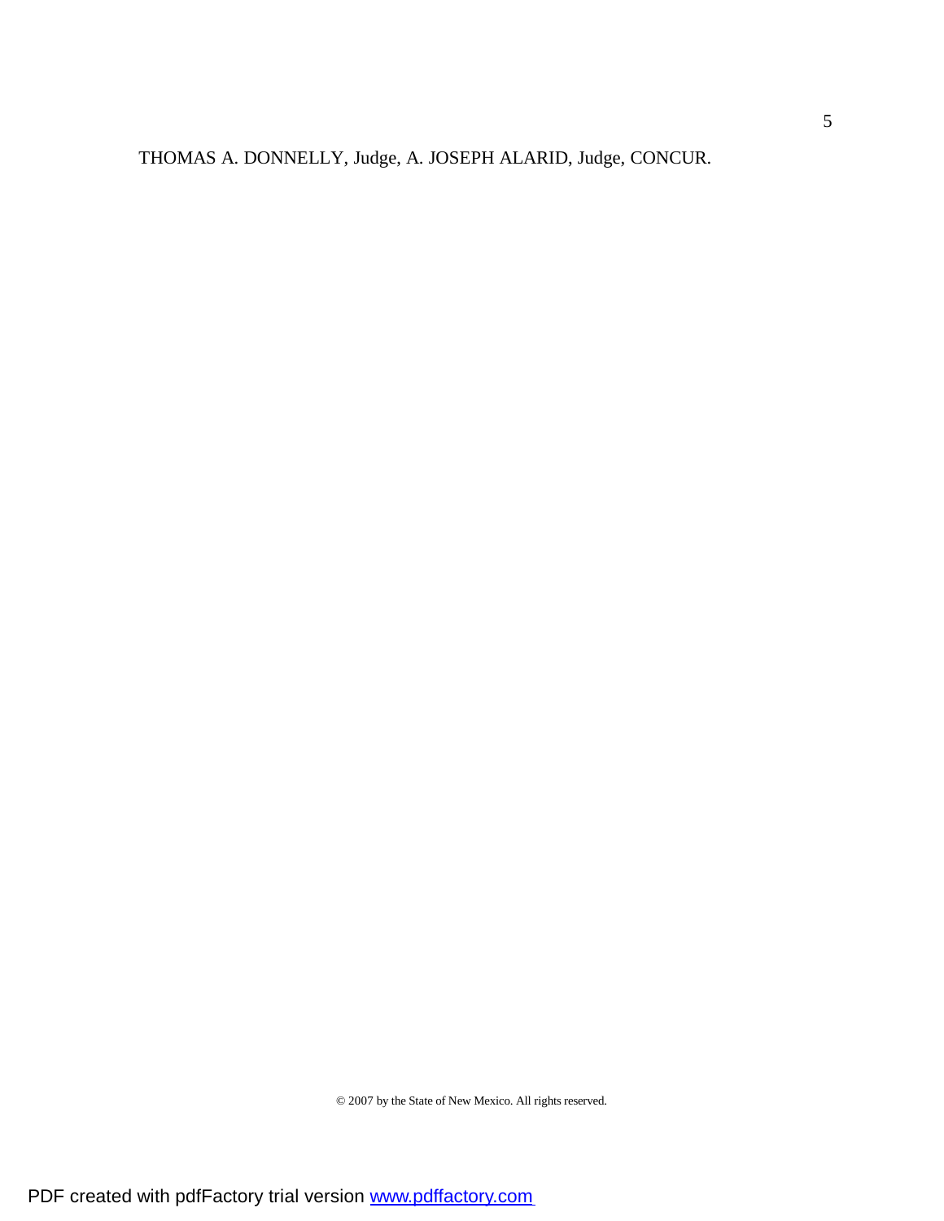THOMAS A. DONNELLY, Judge, A. JOSEPH ALARID, Judge, CONCUR.

© 2007 by the State of New Mexico. All rights reserved.